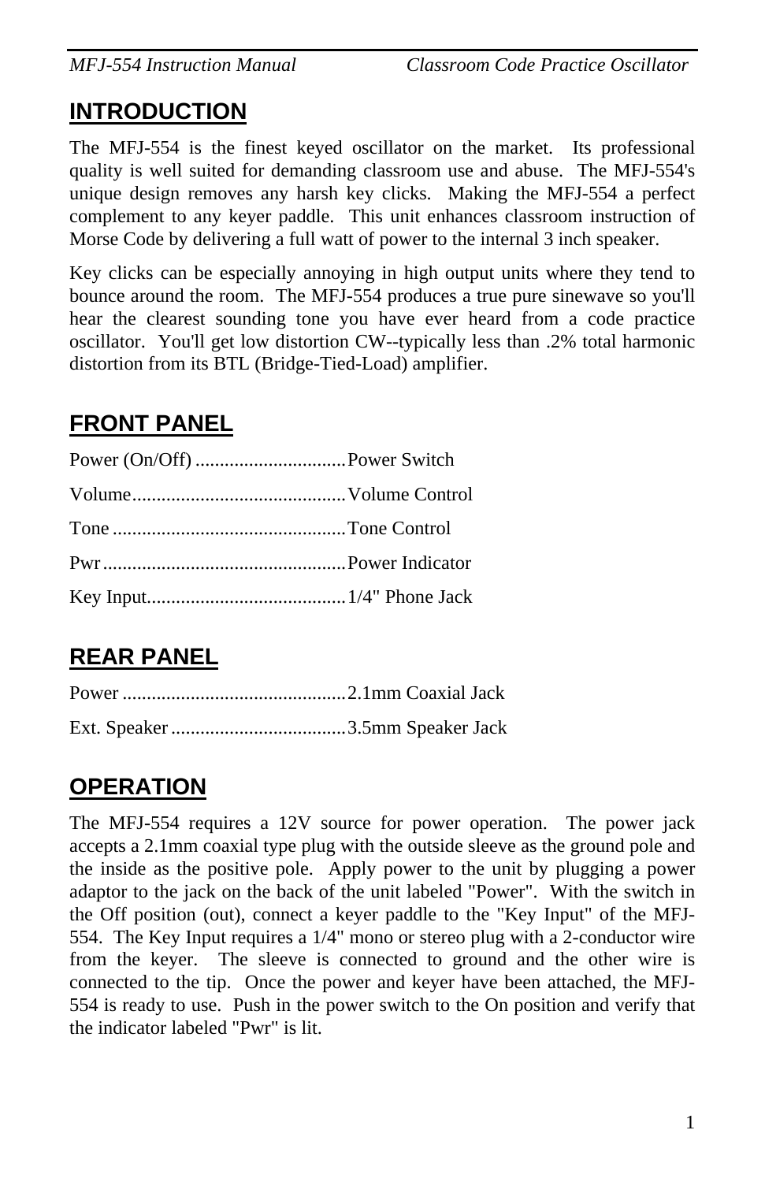## INTRODUCTION

The MFJ-554 is the finest keyed oscillator on the market. Its professional quality is well suited for demanding classroom use and abuse. The MFJ-554's unique design removes any harsh key clicks. Making the MFJ-554 a perfect complement to any keyer paddle. This unit enhances classroom instruction of Morse Code by delivering a full watt of power to the internal 3 inch speaker.

Key clicks can be especially annoying in high output units where they tend to bounce around the room. The MFJ-554 produces a true pure sinewave so you'll hear the clearest sounding tone you have ever heard from a code practice oscillator. You'll get low distortion CW--typically less than .2% total harmonic distortion from its BTL (Bridge-Tied-Load) amplifier.

## FRONT PANEL

Power (On/Off) ..............................Power Switch

Volume...........................................Volume Control

Tone ...............................................Tone Control

Pwr.................................................Power Indicator

Key Input........................................1/4" Phone Jack

## REAR PANEL

Power .............................................2.1mm Coaxial Jack

Ext. Speaker ...................................3.5mm Speaker Jack

## OPERATION

The MFJ-554 requires a 12V source for power operation. The power jack accepts a 2.1mm coaxial type plug with the outside sleeve as the ground pole and the inside as the positive pole. Apply power to the unit by plugging a power adaptor to the jack on the back of the unit labeled "Power". With the switch in the Off position (out), connect a keyer paddle to the "Key Input" of the MFJ-554. The Key Input requires a 1/4" mono or stereo plug with a 2-conductor wire from the keyer. The sleeve is connected to ground and the other wire is connected to the tip. Once the power and keyer have been attached, the MFJ-554 is ready to use. Push in the power switch to the On position and verify that the indicator labeled "Pwr" is lit.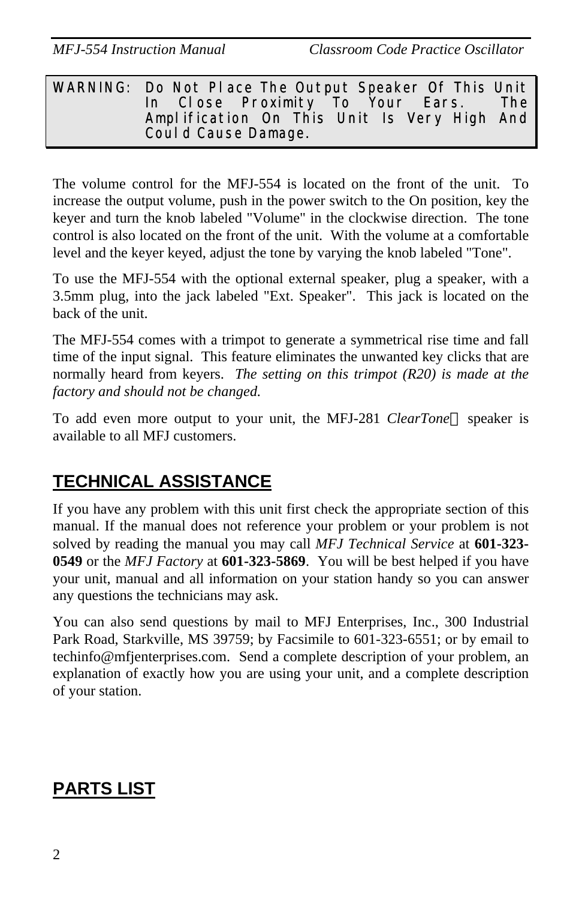**WARNING: Do Not Place The Output Speaker Of This Unit In Close Proximity To Your Ears. The Amplification On This Unit Is Very High And Could Cause Damage.**

The volume control for the MFJ-554 is located on the front of the unit. To increase the output volume, push in the power switch to the On position, key the keyer and turn the knob labeled "Volume" in the clockwise direction. The tone control is also located on the front of the unit. With the volume at a comfortable level and the keyer keyed, adjust the tone by varying the knob labeled "Tone".

To use the MFJ-554 with the optional external speaker, plug a speaker, with a 3.5mm plug, into the jack labeled "Ext. Speaker". This jack is located on the back of the unit.

The MFJ-554 comes with a trimpot to generate a symmetrical rise time and fall time of the input signal. This feature eliminates the unwanted key clicks that are normally heard from keyers. *The setting on this trimpot (R20) is made at the factory and should not be changed.*

To add even more output to your unit, the MFJ-281 *ClearTone*™ speaker is available to all MFJ customers.

## TECHNICAL ASSISTANCE

If you have any problem with this unit first check the appropriate section of this manual. If the manual does not reference your problem or your problem is not solved by reading the manual you may call *MFJ Technical Service* at **601-323-0549** or the *MFJ Factory* at **601-323-5869**. You will be best helped if you have your unit, manual and all information on your station handy so you can answer any questions the technicians may ask.

You can also send questions by mail to MFJ Enterprises, Inc., 300 Industrial Park Road, Starkville, MS 39759; by Facsimile to 601-323-6551; or by email to techinfo@mfjenterprises.com. Send a complete description of your problem, an explanation of exactly how you are using your unit, and a complete description of your station.

## PARTS LIST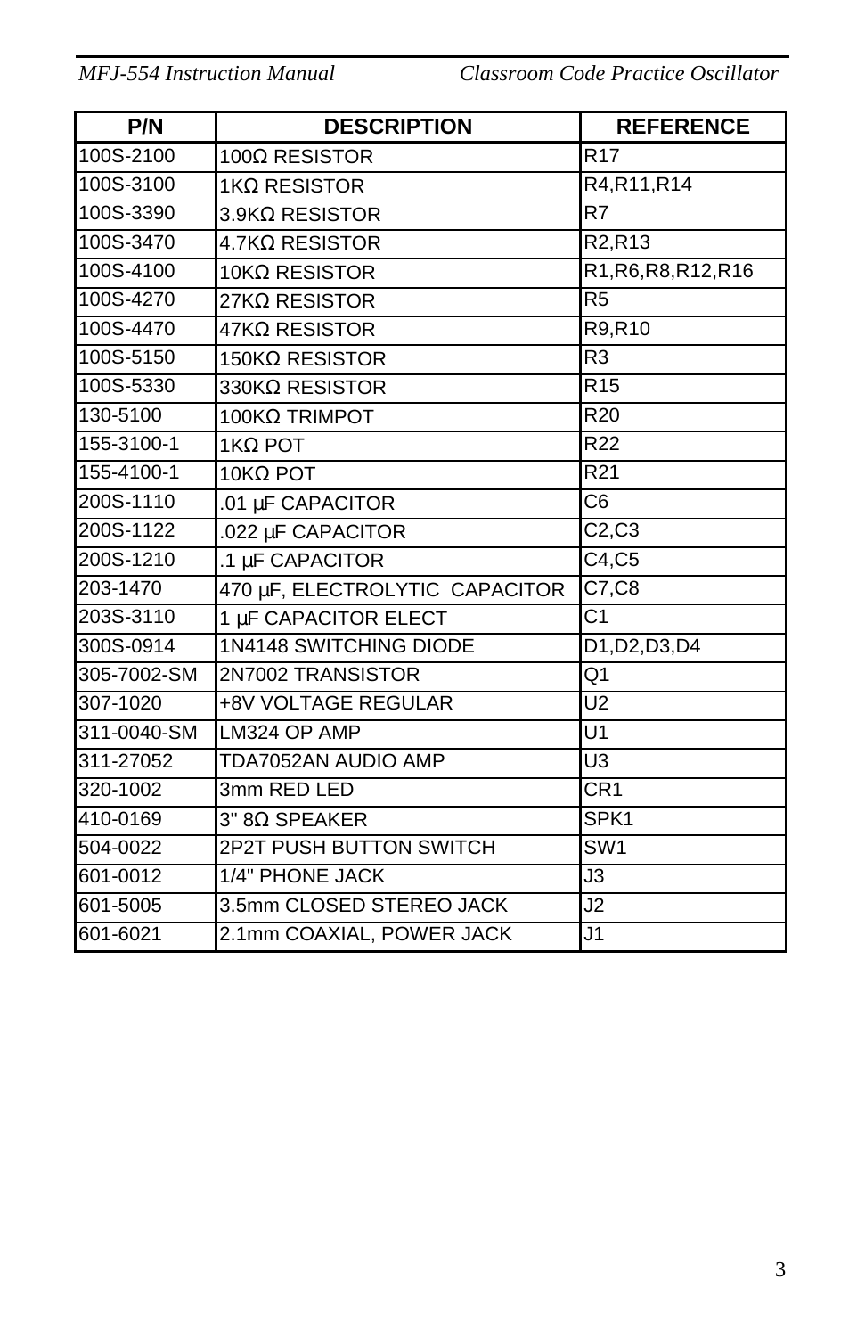| P/N | DESCRIPTION | REFERENCE |
|---|---|---|
| 100S-2100 | 100Ω RESISTOR | R17 |
| 100S-3100 | 1KΩ RESISTOR | R4,R11,R14 |
| 100S-3390 | 3.9KΩ RESISTOR | R7 |
| 100S-3470 | 4.7KΩ RESISTOR | R2,R13 |
| 100S-4100 | 10KΩ RESISTOR | R1,R6,R8,R12,R16 |
| 100S-4270 | 27KΩ RESISTOR | R5 |
| 100S-4470 | 47KΩ RESISTOR | R9,R10 |
| 100S-5150 | 150KΩ RESISTOR | R3 |
| 100S-5330 | 330KΩ RESISTOR | R15 |
| 130-5100 | 100KΩ TRIMPOT | R20 |
| 155-3100-1 | 1KΩ POT | R22 |
| 155-4100-1 | 10KΩ POT | R21 |
| 200S-1110 | .01 µF CAPACITOR | C6 |
| 200S-1122 | .022 µF CAPACITOR | C2,C3 |
| 200S-1210 | .1 µF CAPACITOR | C4,C5 |
| 203-1470 | 470 µF, ELECTROLYTIC CAPACITOR | C7,C8 |
| 203S-3110 | 1 µF CAPACITOR ELECT | C1 |
| 300S-0914 | 1N4148 SWITCHING DIODE | D1,D2,D3,D4 |
| 305-7002-SM | 2N7002 TRANSISTOR | Q1 |
| 307-1020 | +8V VOLTAGE REGULAR | U2 |
| 311-0040-SM | LM324 OP AMP | U1 |
| 311-27052 | TDA7052AN AUDIO AMP | U3 |
| 320-1002 | 3mm RED LED | CR1 |
| 410-0169 | 3" 8Ω SPEAKER | SPK1 |
| 504-0022 | 2P2T PUSH BUTTON SWITCH | SW1 |
| 601-0012 | 1/4" PHONE JACK | J3 |
| 601-5005 | 3.5mm CLOSED STEREO JACK | J2 |
| 601-6021 | 2.1mm COAXIAL, POWER JACK | J1 |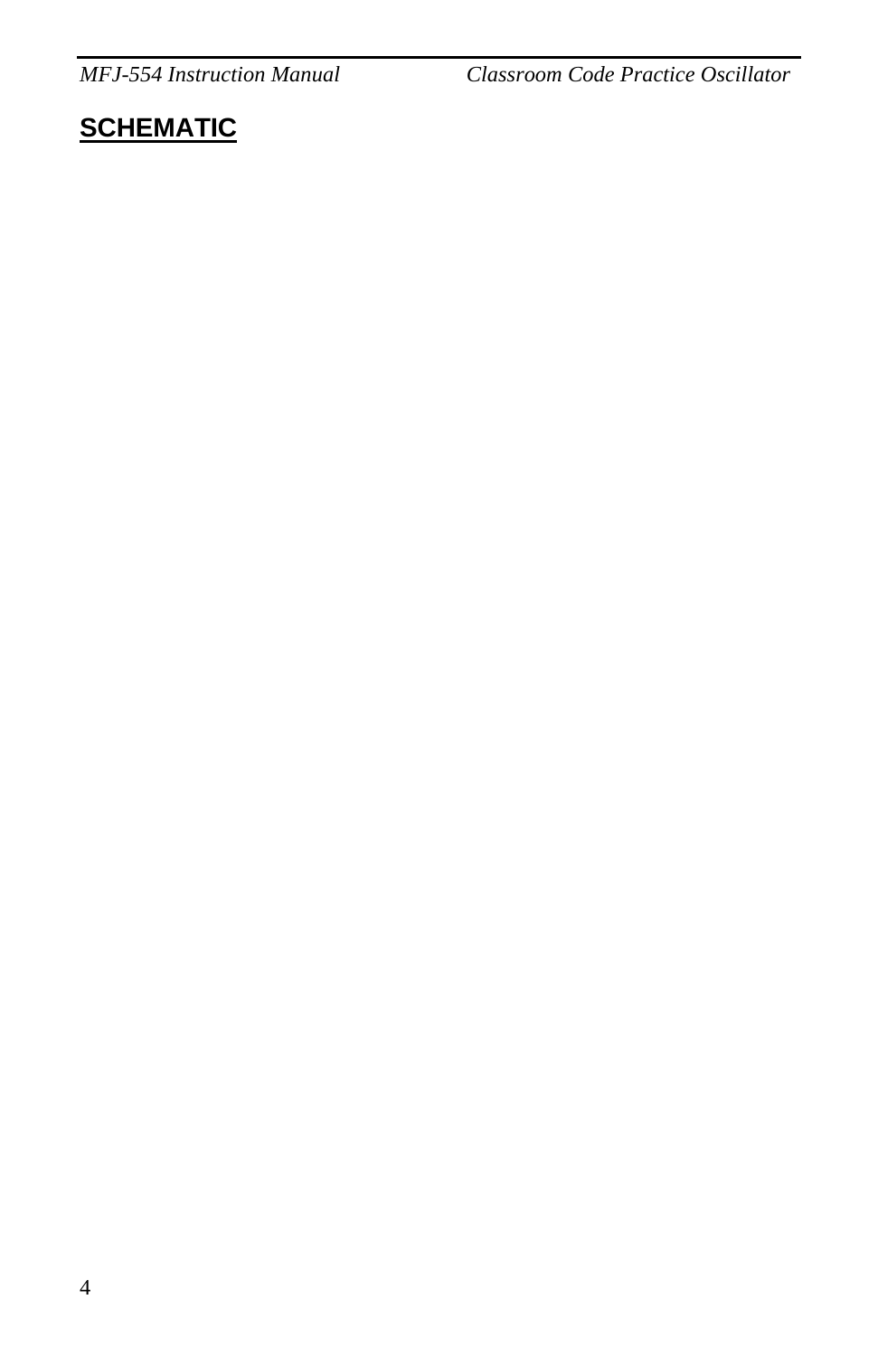## SCHEMATIC